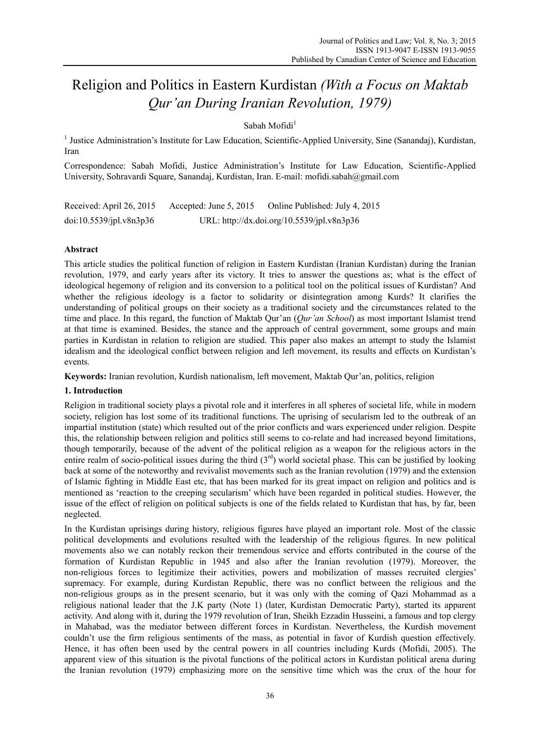# Religion and Politics in Eastern Kurdistan *(With a Focus on Maktab Qur'an During Iranian Revolution, 1979)*

Sabah Mofidi[1]

[1] Justice Administration's Institute for Law Education, Scientific-Applied University, Sine (Sanandaj), Kurdistan, Iran

Correspondence: Sabah Mofidi, Justice Administration's Institute for Law Education, Scientific-Applied University, Sohravardi Square, Sanandaj, Kurdistan, Iran. E-mail: mofidi.sabah@gmail.com

Received: April 26, 2015  Accepted: June 5, 2015  Online Published: July 4, 2015

doi:10.5539/jpl.v8n3p36  URL: http://dx.doi.org/10.5539/jpl.v8n3p36

## Abstract

This article studies the political function of religion in Eastern Kurdistan (Iranian Kurdistan) during the Iranian revolution, 1979, and early years after its victory. It tries to answer the questions as; what is the effect of ideological hegemony of religion and its conversion to a political tool on the political issues of Kurdistan? And whether the religious ideology is a factor to solidarity or disintegration among Kurds? It clarifies the understanding of political groups on their society as a traditional society and the circumstances related to the time and place. In this regard, the function of Maktab Qur'an (*Qur'an School*) as most important Islamist trend at that time is examined. Besides, the stance and the approach of central government, some groups and main parties in Kurdistan in relation to religion are studied. This paper also makes an attempt to study the Islamist idealism and the ideological conflict between religion and left movement, its results and effects on Kurdistan's events.

**Keywords:** Iranian revolution, Kurdish nationalism, left movement, Maktab Qur'an, politics, religion

## 1. Introduction

Religion in traditional society plays a pivotal role and it interferes in all spheres of societal life, while in modern society, religion has lost some of its traditional functions. The uprising of secularism led to the outbreak of an impartial institution (state) which resulted out of the prior conflicts and wars experienced under religion. Despite this, the relationship between religion and politics still seems to co-relate and had increased beyond limitations, though temporarily, because of the advent of the political religion as a weapon for the religious actors in the entire realm of socio-political issues during the third (3rd) world societal phase. This can be justified by looking back at some of the noteworthy and revivalist movements such as the Iranian revolution (1979) and the extension of Islamic fighting in Middle East etc, that has been marked for its great impact on religion and politics and is mentioned as 'reaction to the creeping secularism' which have been regarded in political studies. However, the issue of the effect of religion on political subjects is one of the fields related to Kurdistan that has, by far, been neglected.

In the Kurdistan uprisings during history, religious figures have played an important role. Most of the classic political developments and evolutions resulted with the leadership of the religious figures. In new political movements also we can notably reckon their tremendous service and efforts contributed in the course of the formation of Kurdistan Republic in 1945 and also after the Iranian revolution (1979). Moreover, the non-religious forces to legitimize their activities, powers and mobilization of masses recruited clergies' supremacy. For example, during Kurdistan Republic, there was no conflict between the religious and the non-religious groups as in the present scenario, but it was only with the coming of Qazi Mohammad as a religious national leader that the J.K party (Note 1) (later, Kurdistan Democratic Party), started its apparent activity. And along with it, during the 1979 revolution of Iran, Sheikh Ezzadin Husseini, a famous and top clergy in Mahabad, was the mediator between different forces in Kurdistan. Nevertheless, the Kurdish movement couldn't use the firm religious sentiments of the mass, as potential in favor of Kurdish question effectively. Hence, it has often been used by the central powers in all countries including Kurds (Mofidi, 2005). The apparent view of this situation is the pivotal functions of the political actors in Kurdistan political arena during the Iranian revolution (1979) emphasizing more on the sensitive time which was the crux of the hour for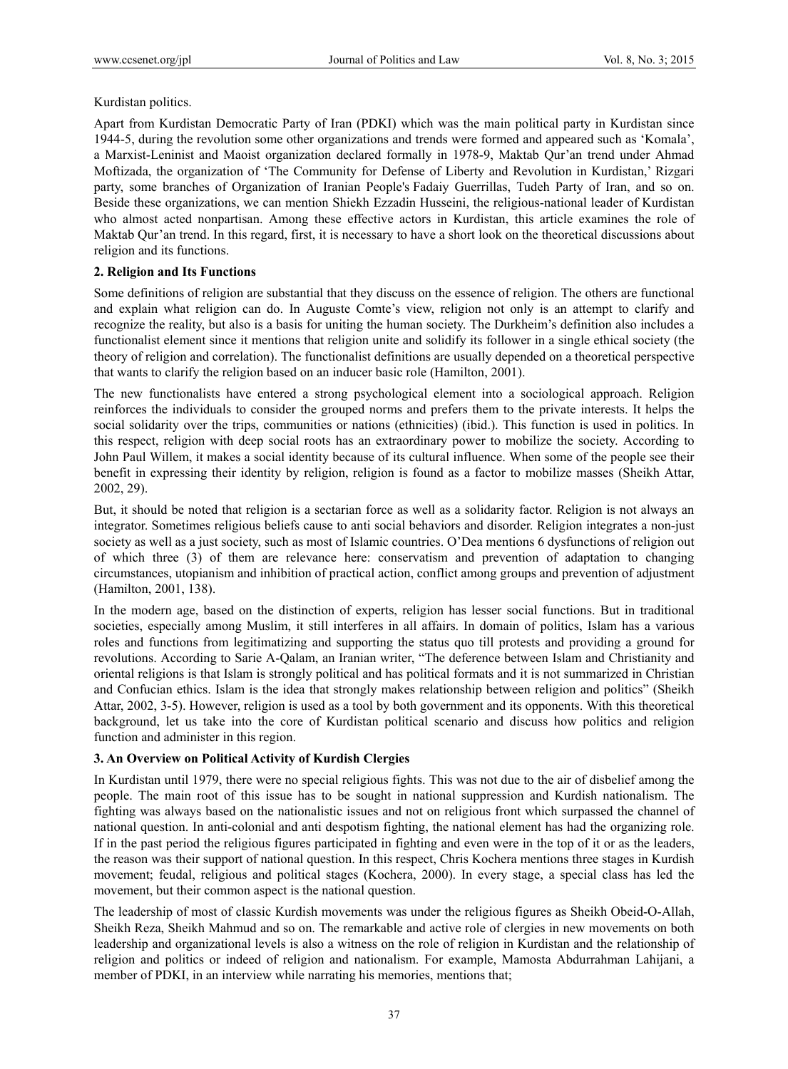Kurdistan politics.

Apart from Kurdistan Democratic Party of Iran (PDKI) which was the main political party in Kurdistan since 1944-5, during the revolution some other organizations and trends were formed and appeared such as 'Komala', a Marxist-Leninist and Maoist organization declared formally in 1978-9, Maktab Qur'an trend under Ahmad Moftizada, the organization of 'The Community for Defense of Liberty and Revolution in Kurdistan,' Rizgari party, some branches of Organization of Iranian People's Fadaiy Guerrillas, Tudeh Party of Iran, and so on. Beside these organizations, we can mention Shiekh Ezzadin Husseini, the religious-national leader of Kurdistan who almost acted nonpartisan. Among these effective actors in Kurdistan, this article examines the role of Maktab Qur'an trend. In this regard, first, it is necessary to have a short look on the theoretical discussions about religion and its functions.

## 2. Religion and Its Functions

Some definitions of religion are substantial that they discuss on the essence of religion. The others are functional and explain what religion can do. In Auguste Comte's view, religion not only is an attempt to clarify and recognize the reality, but also is a basis for uniting the human society. The Durkheim's definition also includes a functionalist element since it mentions that religion unite and solidify its follower in a single ethical society (the theory of religion and correlation). The functionalist definitions are usually depended on a theoretical perspective that wants to clarify the religion based on an inducer basic role (Hamilton, 2001).

The new functionalists have entered a strong psychological element into a sociological approach. Religion reinforces the individuals to consider the grouped norms and prefers them to the private interests. It helps the social solidarity over the trips, communities or nations (ethnicities) (ibid.). This function is used in politics. In this respect, religion with deep social roots has an extraordinary power to mobilize the society. According to John Paul Willem, it makes a social identity because of its cultural influence. When some of the people see their benefit in expressing their identity by religion, religion is found as a factor to mobilize masses (Sheikh Attar, 2002, 29).

But, it should be noted that religion is a sectarian force as well as a solidarity factor. Religion is not always an integrator. Sometimes religious beliefs cause to anti social behaviors and disorder. Religion integrates a non-just society as well as a just society, such as most of Islamic countries. O'Dea mentions 6 dysfunctions of religion out of which three (3) of them are relevance here: conservatism and prevention of adaptation to changing circumstances, utopianism and inhibition of practical action, conflict among groups and prevention of adjustment (Hamilton, 2001, 138).

In the modern age, based on the distinction of experts, religion has lesser social functions. But in traditional societies, especially among Muslim, it still interferes in all affairs. In domain of politics, Islam has a various roles and functions from legitimatizing and supporting the status quo till protests and providing a ground for revolutions. According to Sarie A-Qalam, an Iranian writer, "The deference between Islam and Christianity and oriental religions is that Islam is strongly political and has political formats and it is not summarized in Christian and Confucian ethics. Islam is the idea that strongly makes relationship between religion and politics" (Sheikh Attar, 2002, 3-5). However, religion is used as a tool by both government and its opponents. With this theoretical background, let us take into the core of Kurdistan political scenario and discuss how politics and religion function and administer in this region.

## 3. An Overview on Political Activity of Kurdish Clergies

In Kurdistan until 1979, there were no special religious fights. This was not due to the air of disbelief among the people. The main root of this issue has to be sought in national suppression and Kurdish nationalism. The fighting was always based on the nationalistic issues and not on religious front which surpassed the channel of national question. In anti-colonial and anti despotism fighting, the national element has had the organizing role. If in the past period the religious figures participated in fighting and even were in the top of it or as the leaders, the reason was their support of national question. In this respect, Chris Kochera mentions three stages in Kurdish movement; feudal, religious and political stages (Kochera, 2000). In every stage, a special class has led the movement, but their common aspect is the national question.

The leadership of most of classic Kurdish movements was under the religious figures as Sheikh Obeid-O-Allah, Sheikh Reza, Sheikh Mahmud and so on. The remarkable and active role of clergies in new movements on both leadership and organizational levels is also a witness on the role of religion in Kurdistan and the relationship of religion and politics or indeed of religion and nationalism. For example, Mamosta Abdurrahman Lahijani, a member of PDKI, in an interview while narrating his memories, mentions that;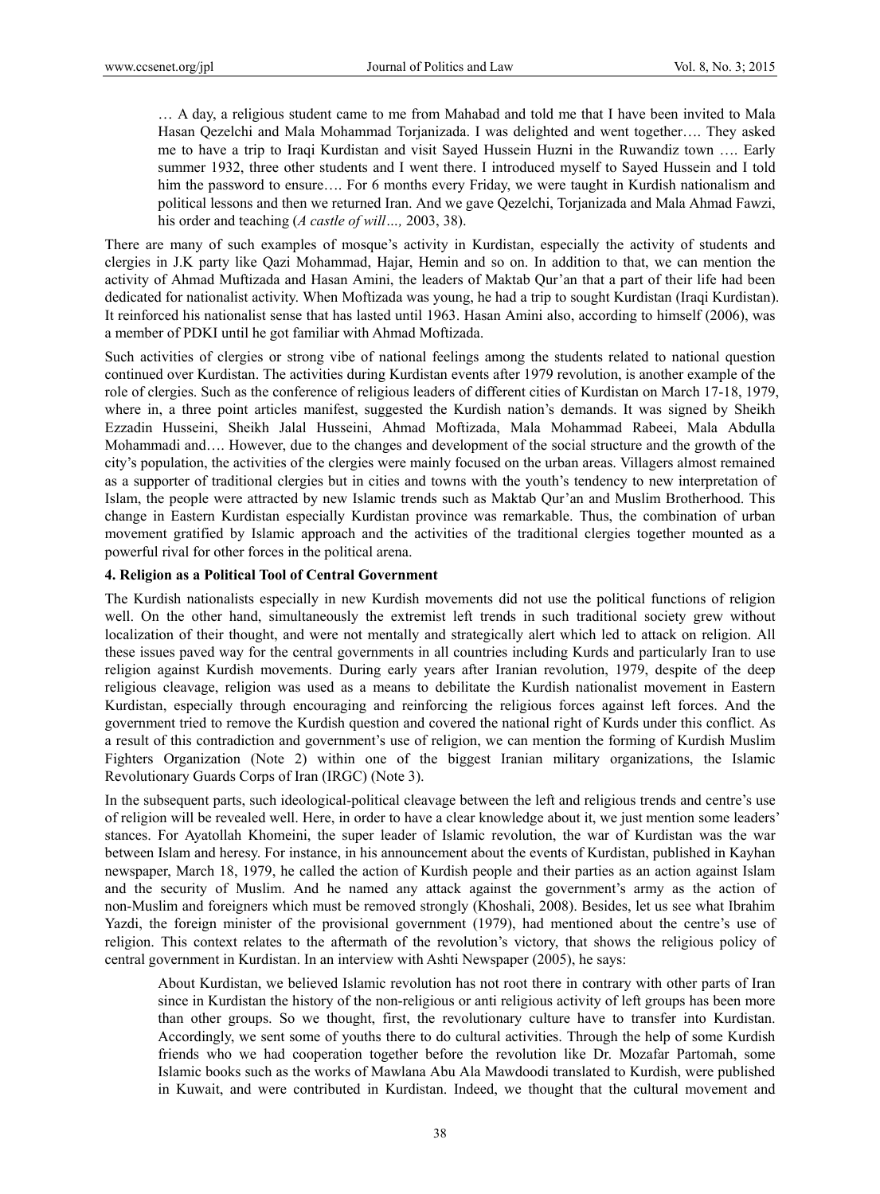> … A day, a religious student came to me from Mahabad and told me that I have been invited to Mala Hasan Qezelchi and Mala Mohammad Torjanizada. I was delighted and went together…. They asked me to have a trip to Iraqi Kurdistan and visit Sayed Hussein Huzni in the Ruwandiz town …. Early summer 1932, three other students and I went there. I introduced myself to Sayed Hussein and I told him the password to ensure…. For 6 months every Friday, we were taught in Kurdish nationalism and political lessons and then we returned Iran. And we gave Qezelchi, Torjanizada and Mala Ahmad Fawzi, his order and teaching (*A castle of will…,* 2003, 38).

There are many of such examples of mosque's activity in Kurdistan, especially the activity of students and clergies in J.K party like Qazi Mohammad, Hajar, Hemin and so on. In addition to that, we can mention the activity of Ahmad Muftizada and Hasan Amini, the leaders of Maktab Qur'an that a part of their life had been dedicated for nationalist activity. When Moftizada was young, he had a trip to sought Kurdistan (Iraqi Kurdistan). It reinforced his nationalist sense that has lasted until 1963. Hasan Amini also, according to himself (2006), was a member of PDKI until he got familiar with Ahmad Moftizada.

Such activities of clergies or strong vibe of national feelings among the students related to national question continued over Kurdistan. The activities during Kurdistan events after 1979 revolution, is another example of the role of clergies. Such as the conference of religious leaders of different cities of Kurdistan on March 17-18, 1979, where in, a three point articles manifest, suggested the Kurdish nation's demands. It was signed by Sheikh Ezzadin Husseini, Sheikh Jalal Husseini, Ahmad Moftizada, Mala Mohammad Rabeei, Mala Abdulla Mohammadi and…. However, due to the changes and development of the social structure and the growth of the city's population, the activities of the clergies were mainly focused on the urban areas. Villagers almost remained as a supporter of traditional clergies but in cities and towns with the youth's tendency to new interpretation of Islam, the people were attracted by new Islamic trends such as Maktab Qur'an and Muslim Brotherhood. This change in Eastern Kurdistan especially Kurdistan province was remarkable. Thus, the combination of urban movement gratified by Islamic approach and the activities of the traditional clergies together mounted as a powerful rival for other forces in the political arena.

### 4. Religion as a Political Tool of Central Government

The Kurdish nationalists especially in new Kurdish movements did not use the political functions of religion well. On the other hand, simultaneously the extremist left trends in such traditional society grew without localization of their thought, and were not mentally and strategically alert which led to attack on religion. All these issues paved way for the central governments in all countries including Kurds and particularly Iran to use religion against Kurdish movements. During early years after Iranian revolution, 1979, despite of the deep religious cleavage, religion was used as a means to debilitate the Kurdish nationalist movement in Eastern Kurdistan, especially through encouraging and reinforcing the religious forces against left forces. And the government tried to remove the Kurdish question and covered the national right of Kurds under this conflict. As a result of this contradiction and government's use of religion, we can mention the forming of Kurdish Muslim Fighters Organization (Note 2) within one of the biggest Iranian military organizations, the Islamic Revolutionary Guards Corps of Iran (IRGC) (Note 3).

In the subsequent parts, such ideological-political cleavage between the left and religious trends and centre's use of religion will be revealed well. Here, in order to have a clear knowledge about it, we just mention some leaders' stances. For Ayatollah Khomeini, the super leader of Islamic revolution, the war of Kurdistan was the war between Islam and heresy. For instance, in his announcement about the events of Kurdistan, published in Kayhan newspaper, March 18, 1979, he called the action of Kurdish people and their parties as an action against Islam and the security of Muslim. And he named any attack against the government's army as the action of non-Muslim and foreigners which must be removed strongly (Khoshali, 2008). Besides, let us see what Ibrahim Yazdi, the foreign minister of the provisional government (1979), had mentioned about the centre's use of religion. This context relates to the aftermath of the revolution's victory, that shows the religious policy of central government in Kurdistan. In an interview with Ashti Newspaper (2005), he says:

> About Kurdistan, we believed Islamic revolution has not root there in contrary with other parts of Iran since in Kurdistan the history of the non-religious or anti religious activity of left groups has been more than other groups. So we thought, first, the revolutionary culture have to transfer into Kurdistan. Accordingly, we sent some of youths there to do cultural activities. Through the help of some Kurdish friends who we had cooperation together before the revolution like Dr. Mozafar Partomah, some Islamic books such as the works of Mawlana Abu Ala Mawdoodi translated to Kurdish, were published in Kuwait, and were contributed in Kurdistan. Indeed, we thought that the cultural movement and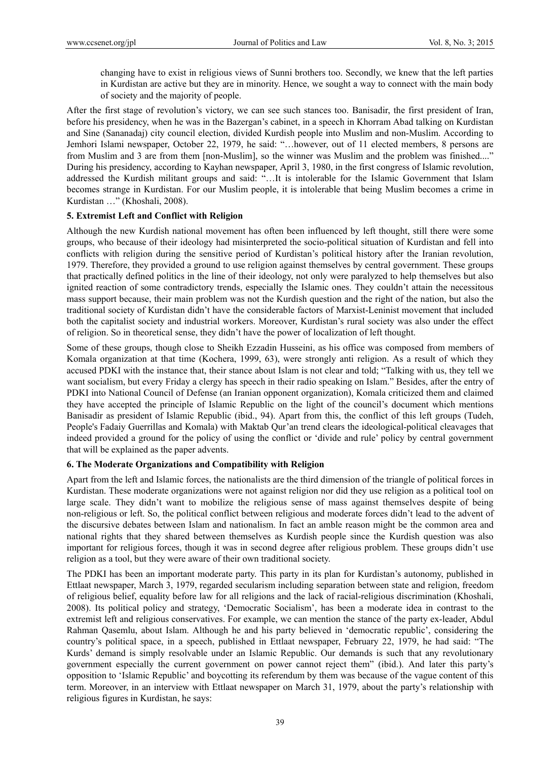> changing have to exist in religious views of Sunni brothers too. Secondly, we knew that the left parties in Kurdistan are active but they are in minority. Hence, we sought a way to connect with the main body of society and the majority of people.

After the first stage of revolution's victory, we can see such stances too. Banisadir, the first president of Iran, before his presidency, when he was in the Bazergan's cabinet, in a speech in Khorram Abad talking on Kurdistan and Sine (Sananadaj) city council election, divided Kurdish people into Muslim and non-Muslim. According to Jemhori Islami newspaper, October 22, 1979, he said: "…however, out of 11 elected members, 8 persons are from Muslim and 3 are from them [non-Muslim], so the winner was Muslim and the problem was finished...." During his presidency, according to Kayhan newspaper, April 3, 1980, in the first congress of Islamic revolution, addressed the Kurdish militant groups and said: "…It is intolerable for the Islamic Government that Islam becomes strange in Kurdistan. For our Muslim people, it is intolerable that being Muslim becomes a crime in Kurdistan …" (Khoshali, 2008).

### 5. Extremist Left and Conflict with Religion

Although the new Kurdish national movement has often been influenced by left thought, still there were some groups, who because of their ideology had misinterpreted the socio-political situation of Kurdistan and fell into conflicts with religion during the sensitive period of Kurdistan's political history after the Iranian revolution, 1979. Therefore, they provided a ground to use religion against themselves by central government. These groups that practically defined politics in the line of their ideology, not only were paralyzed to help themselves but also ignited reaction of some contradictory trends, especially the Islamic ones. They couldn't attain the necessitous mass support because, their main problem was not the Kurdish question and the right of the nation, but also the traditional society of Kurdistan didn't have the considerable factors of Marxist-Leninist movement that included both the capitalist society and industrial workers. Moreover, Kurdistan's rural society was also under the effect of religion. So in theoretical sense, they didn't have the power of localization of left thought.

Some of these groups, though close to Sheikh Ezzadin Husseini, as his office was composed from members of Komala organization at that time (Kochera, 1999, 63), were strongly anti religion. As a result of which they accused PDKI with the instance that, their stance about Islam is not clear and told; "Talking with us, they tell we want socialism, but every Friday a clergy has speech in their radio speaking on Islam." Besides, after the entry of PDKI into National Council of Defense (an Iranian opponent organization), Komala criticized them and claimed they have accepted the principle of Islamic Republic on the light of the council's document which mentions Banisadir as president of Islamic Republic (ibid., 94). Apart from this, the conflict of this left groups (Tudeh, People's Fadaiy Guerrillas and Komala) with Maktab Qur'an trend clears the ideological-political cleavages that indeed provided a ground for the policy of using the conflict or 'divide and rule' policy by central government that will be explained as the paper advents.

### 6. The Moderate Organizations and Compatibility with Religion

Apart from the left and Islamic forces, the nationalists are the third dimension of the triangle of political forces in Kurdistan. These moderate organizations were not against religion nor did they use religion as a political tool on large scale. They didn't want to mobilize the religious sense of mass against themselves despite of being non-religious or left. So, the political conflict between religious and moderate forces didn't lead to the advent of the discursive debates between Islam and nationalism. In fact an amble reason might be the common area and national rights that they shared between themselves as Kurdish people since the Kurdish question was also important for religious forces, though it was in second degree after religious problem. These groups didn't use religion as a tool, but they were aware of their own traditional society.

The PDKI has been an important moderate party. This party in its plan for Kurdistan's autonomy, published in Ettlaat newspaper, March 3, 1979, regarded secularism including separation between state and religion, freedom of religious belief, equality before law for all religions and the lack of racial-religious discrimination (Khoshali, 2008). Its political policy and strategy, 'Democratic Socialism', has been a moderate idea in contrast to the extremist left and religious conservatives. For example, we can mention the stance of the party ex-leader, Abdul Rahman Qasemlu, about Islam. Although he and his party believed in 'democratic republic', considering the country's political space, in a speech, published in Ettlaat newspaper, February 22, 1979, he had said: "The Kurds' demand is simply resolvable under an Islamic Republic. Our demands is such that any revolutionary government especially the current government on power cannot reject them" (ibid.). And later this party's opposition to 'Islamic Republic' and boycotting its referendum by them was because of the vague content of this term. Moreover, in an interview with Ettlaat newspaper on March 31, 1979, about the party's relationship with religious figures in Kurdistan, he says: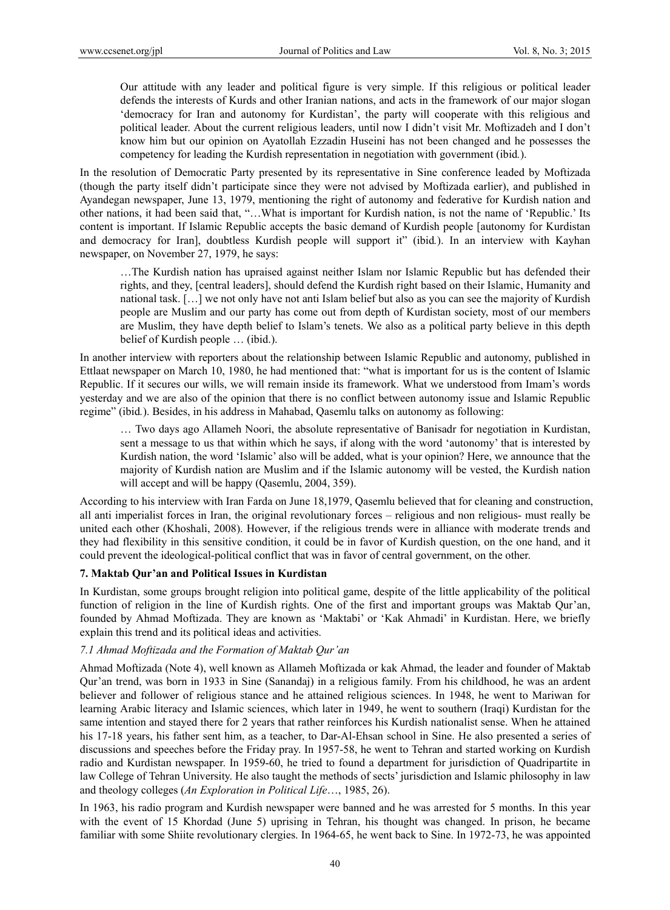> Our attitude with any leader and political figure is very simple. If this religious or political leader defends the interests of Kurds and other Iranian nations, and acts in the framework of our major slogan 'democracy for Iran and autonomy for Kurdistan', the party will cooperate with this religious and political leader. About the current religious leaders, until now I didn't visit Mr. Moftizadeh and I don't know him but our opinion on Ayatollah Ezzadin Huseini has not been changed and he possesses the competency for leading the Kurdish representation in negotiation with government (ibid.).

In the resolution of Democratic Party presented by its representative in Sine conference leaded by Moftizada (though the party itself didn't participate since they were not advised by Moftizada earlier), and published in Ayandegan newspaper, June 13, 1979, mentioning the right of autonomy and federative for Kurdish nation and other nations, it had been said that, "…What is important for Kurdish nation, is not the name of 'Republic.' Its content is important. If Islamic Republic accepts the basic demand of Kurdish people [autonomy for Kurdistan and democracy for Iran], doubtless Kurdish people will support it" (ibid.). In an interview with Kayhan newspaper, on November 27, 1979, he says:

> …The Kurdish nation has upraised against neither Islam nor Islamic Republic but has defended their rights, and they, [central leaders], should defend the Kurdish right based on their Islamic, Humanity and national task. […] we not only have not anti Islam belief but also as you can see the majority of Kurdish people are Muslim and our party has come out from depth of Kurdistan society, most of our members are Muslim, they have depth belief to Islam's tenets. We also as a political party believe in this depth belief of Kurdish people … (ibid.).

In another interview with reporters about the relationship between Islamic Republic and autonomy, published in Ettlaat newspaper on March 10, 1980, he had mentioned that: "what is important for us is the content of Islamic Republic. If it secures our wills, we will remain inside its framework. What we understood from Imam's words yesterday and we are also of the opinion that there is no conflict between autonomy issue and Islamic Republic regime" (ibid.). Besides, in his address in Mahabad, Qasemlu talks on autonomy as following:

> … Two days ago Allameh Noori, the absolute representative of Banisadr for negotiation in Kurdistan, sent a message to us that within which he says, if along with the word 'autonomy' that is interested by Kurdish nation, the word 'Islamic' also will be added, what is your opinion? Here, we announce that the majority of Kurdish nation are Muslim and if the Islamic autonomy will be vested, the Kurdish nation will accept and will be happy (Qasemlu, 2004, 359).

According to his interview with Iran Farda on June 18,1979, Qasemlu believed that for cleaning and construction, all anti imperialist forces in Iran, the original revolutionary forces – religious and non religious- must really be united each other (Khoshali, 2008). However, if the religious trends were in alliance with moderate trends and they had flexibility in this sensitive condition, it could be in favor of Kurdish question, on the one hand, and it could prevent the ideological-political conflict that was in favor of central government, on the other.

## 7. Maktab Qur'an and Political Issues in Kurdistan

In Kurdistan, some groups brought religion into political game, despite of the little applicability of the political function of religion in the line of Kurdish rights. One of the first and important groups was Maktab Qur'an, founded by Ahmad Moftizada. They are known as 'Maktabi' or 'Kak Ahmadi' in Kurdistan. Here, we briefly explain this trend and its political ideas and activities.

### *7.1 Ahmad Moftizada and the Formation of Maktab Qur'an*

Ahmad Moftizada (Note 4), well known as Allameh Moftizada or kak Ahmad, the leader and founder of Maktab Qur'an trend, was born in 1933 in Sine (Sanandaj) in a religious family. From his childhood, he was an ardent believer and follower of religious stance and he attained religious sciences. In 1948, he went to Mariwan for learning Arabic literacy and Islamic sciences, which later in 1949, he went to southern (Iraqi) Kurdistan for the same intention and stayed there for 2 years that rather reinforces his Kurdish nationalist sense. When he attained his 17-18 years, his father sent him, as a teacher, to Dar-Al-Ehsan school in Sine. He also presented a series of discussions and speeches before the Friday pray. In 1957-58, he went to Tehran and started working on Kurdish radio and Kurdistan newspaper. In 1959-60, he tried to found a department for jurisdiction of Quadripartite in law College of Tehran University. He also taught the methods of sects' jurisdiction and Islamic philosophy in law and theology colleges (*An Exploration in Political Life*…, 1985, 26).

In 1963, his radio program and Kurdish newspaper were banned and he was arrested for 5 months. In this year with the event of 15 Khordad (June 5) uprising in Tehran, his thought was changed. In prison, he became familiar with some Shiite revolutionary clergies. In 1964-65, he went back to Sine. In 1972-73, he was appointed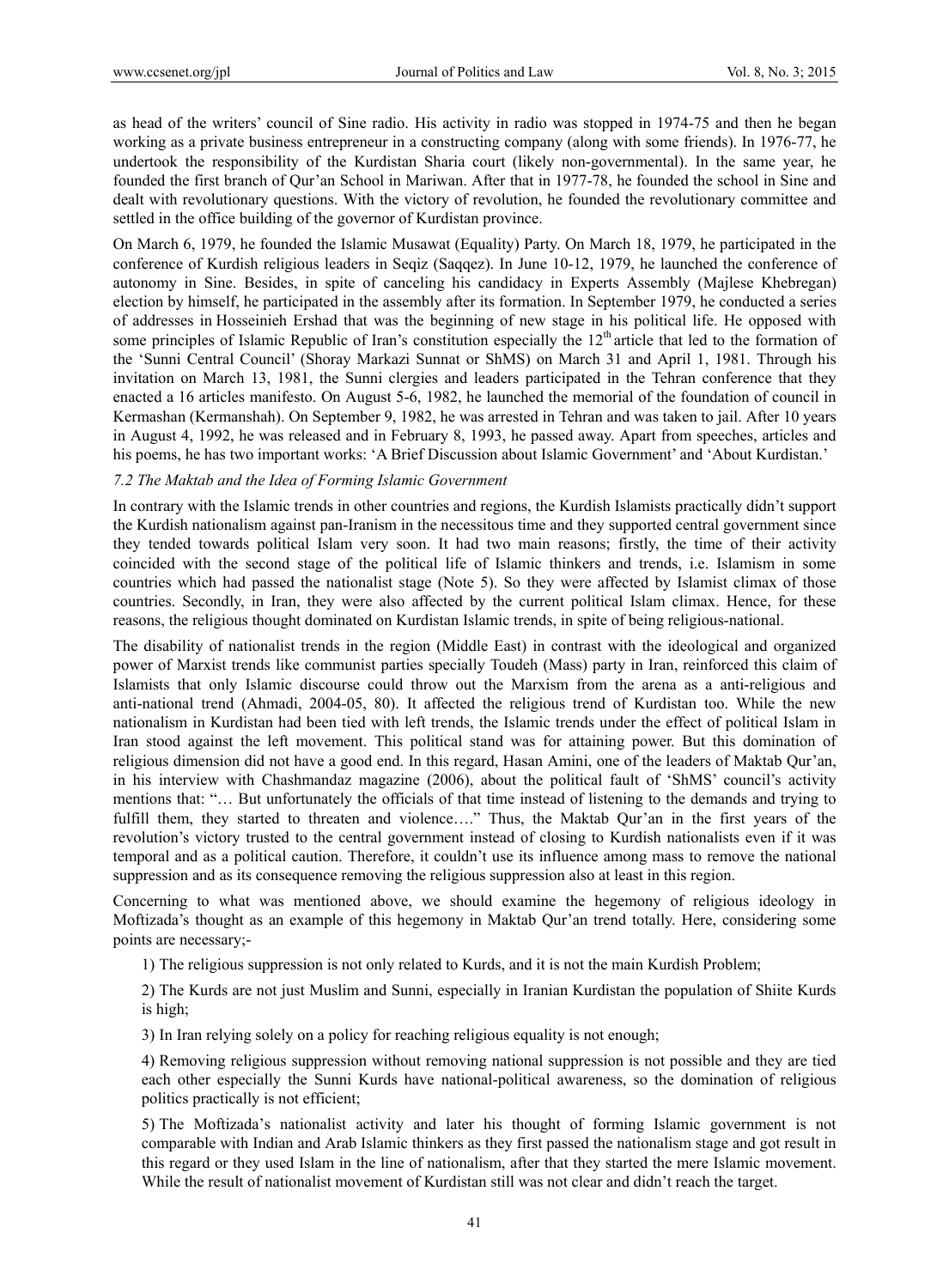as head of the writers' council of Sine radio. His activity in radio was stopped in 1974-75 and then he began working as a private business entrepreneur in a constructing company (along with some friends). In 1976-77, he undertook the responsibility of the Kurdistan Sharia court (likely non-governmental). In the same year, he founded the first branch of Qur'an School in Mariwan. After that in 1977-78, he founded the school in Sine and dealt with revolutionary questions. With the victory of revolution, he founded the revolutionary committee and settled in the office building of the governor of Kurdistan province.

On March 6, 1979, he founded the Islamic Musawat (Equality) Party. On March 18, 1979, he participated in the conference of Kurdish religious leaders in Seqiz (Saqqez). In June 10-12, 1979, he launched the conference of autonomy in Sine. Besides, in spite of canceling his candidacy in Experts Assembly (Majlese Khebregan) election by himself, he participated in the assembly after its formation. In September 1979, he conducted a series of addresses in Hosseinieh Ershad that was the beginning of new stage in his political life. He opposed with some principles of Islamic Republic of Iran's constitution especially the 12th article that led to the formation of the 'Sunni Central Council' (Shoray Markazi Sunnat or ShMS) on March 31 and April 1, 1981. Through his invitation on March 13, 1981, the Sunni clergies and leaders participated in the Tehran conference that they enacted a 16 articles manifesto. On August 5-6, 1982, he launched the memorial of the foundation of council in Kermashan (Kermanshah). On September 9, 1982, he was arrested in Tehran and was taken to jail. After 10 years in August 4, 1992, he was released and in February 8, 1993, he passed away. Apart from speeches, articles and his poems, he has two important works: 'A Brief Discussion about Islamic Government' and 'About Kurdistan.'

*7.2 The Maktab and the Idea of Forming Islamic Government*

In contrary with the Islamic trends in other countries and regions, the Kurdish Islamists practically didn't support the Kurdish nationalism against pan-Iranism in the necessitous time and they supported central government since they tended towards political Islam very soon. It had two main reasons; firstly, the time of their activity coincided with the second stage of the political life of Islamic thinkers and trends, i.e. Islamism in some countries which had passed the nationalist stage (Note 5). So they were affected by Islamist climax of those countries. Secondly, in Iran, they were also affected by the current political Islam climax. Hence, for these reasons, the religious thought dominated on Kurdistan Islamic trends, in spite of being religious-national.

The disability of nationalist trends in the region (Middle East) in contrast with the ideological and organized power of Marxist trends like communist parties specially Toudeh (Mass) party in Iran, reinforced this claim of Islamists that only Islamic discourse could throw out the Marxism from the arena as a anti-religious and anti-national trend (Ahmadi, 2004-05, 80). It affected the religious trend of Kurdistan too. While the new nationalism in Kurdistan had been tied with left trends, the Islamic trends under the effect of political Islam in Iran stood against the left movement. This political stand was for attaining power. But this domination of religious dimension did not have a good end. In this regard, Hasan Amini, one of the leaders of Maktab Qur'an, in his interview with Chashmandaz magazine (2006), about the political fault of 'ShMS' council's activity mentions that: "… But unfortunately the officials of that time instead of listening to the demands and trying to fulfill them, they started to threaten and violence…." Thus, the Maktab Qur'an in the first years of the revolution's victory trusted to the central government instead of closing to Kurdish nationalists even if it was temporal and as a political caution. Therefore, it couldn't use its influence among mass to remove the national suppression and as its consequence removing the religious suppression also at least in this region.

Concerning to what was mentioned above, we should examine the hegemony of religious ideology in Moftizada's thought as an example of this hegemony in Maktab Qur'an trend totally. Here, considering some points are necessary;-

1) The religious suppression is not only related to Kurds, and it is not the main Kurdish Problem;

2) The Kurds are not just Muslim and Sunni, especially in Iranian Kurdistan the population of Shiite Kurds is high;

3) In Iran relying solely on a policy for reaching religious equality is not enough;

4) Removing religious suppression without removing national suppression is not possible and they are tied each other especially the Sunni Kurds have national-political awareness, so the domination of religious politics practically is not efficient;

5) The Moftizada's nationalist activity and later his thought of forming Islamic government is not comparable with Indian and Arab Islamic thinkers as they first passed the nationalism stage and got result in this regard or they used Islam in the line of nationalism, after that they started the mere Islamic movement. While the result of nationalist movement of Kurdistan still was not clear and didn't reach the target.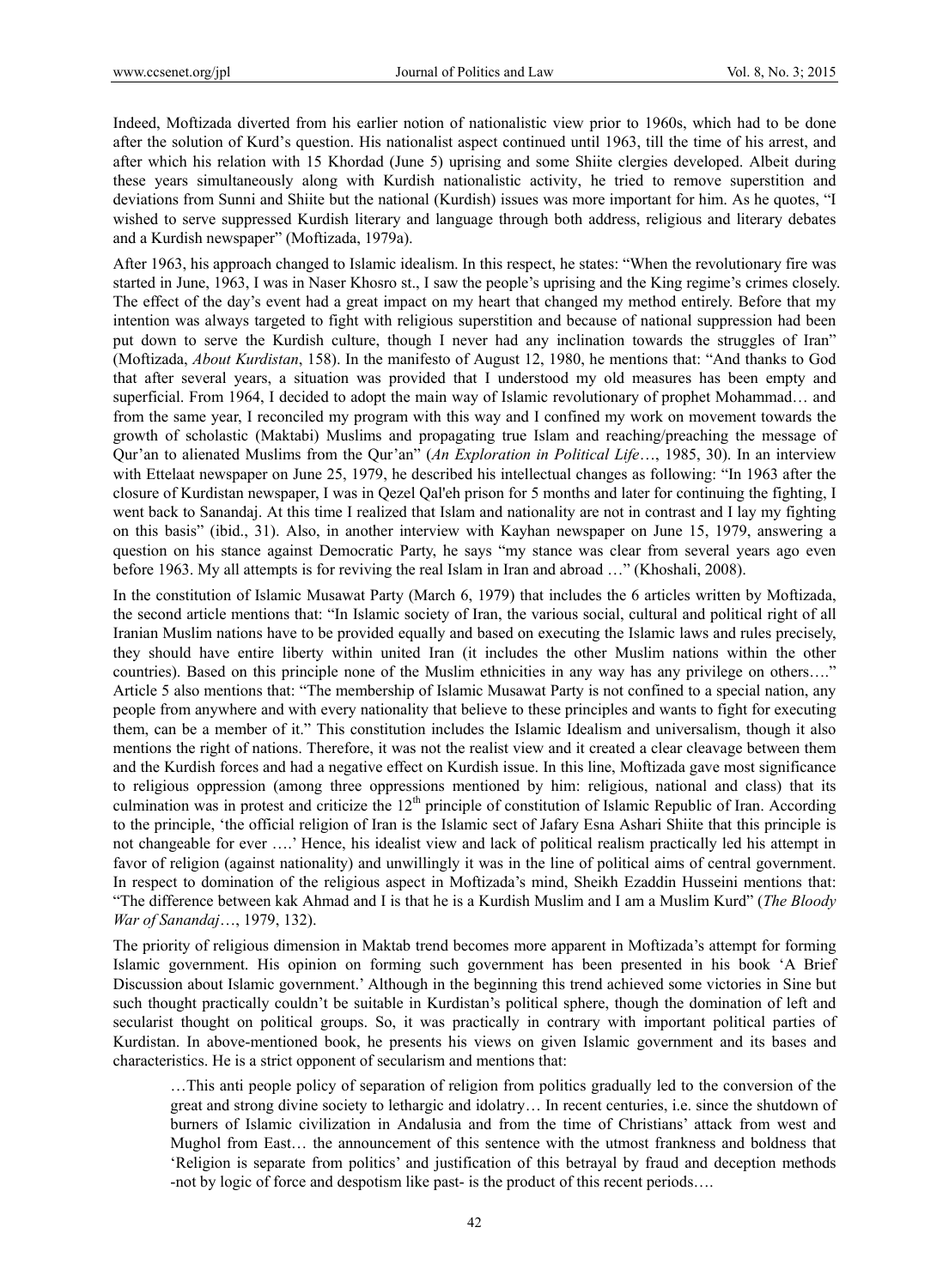Indeed, Moftizada diverted from his earlier notion of nationalistic view prior to 1960s, which had to be done after the solution of Kurd's question. His nationalist aspect continued until 1963, till the time of his arrest, and after which his relation with 15 Khordad (June 5) uprising and some Shiite clergies developed. Albeit during these years simultaneously along with Kurdish nationalistic activity, he tried to remove superstition and deviations from Sunni and Shiite but the national (Kurdish) issues was more important for him. As he quotes, "I wished to serve suppressed Kurdish literary and language through both address, religious and literary debates and a Kurdish newspaper" (Moftizada, 1979a).

After 1963, his approach changed to Islamic idealism. In this respect, he states: "When the revolutionary fire was started in June, 1963, I was in Naser Khosro st., I saw the people's uprising and the King regime's crimes closely. The effect of the day's event had a great impact on my heart that changed my method entirely. Before that my intention was always targeted to fight with religious superstition and because of national suppression had been put down to serve the Kurdish culture, though I never had any inclination towards the struggles of Iran" (Moftizada, *About Kurdistan*, 158). In the manifesto of August 12, 1980, he mentions that: "And thanks to God that after several years, a situation was provided that I understood my old measures has been empty and superficial. From 1964, I decided to adopt the main way of Islamic revolutionary of prophet Mohammad… and from the same year, I reconciled my program with this way and I confined my work on movement towards the growth of scholastic (Maktabi) Muslims and propagating true Islam and reaching/preaching the message of Qur'an to alienated Muslims from the Qur'an" (*An Exploration in Political Life*…, 1985, 30). In an interview with Ettelaat newspaper on June 25, 1979, he described his intellectual changes as following: "In 1963 after the closure of Kurdistan newspaper, I was in Qezel Qal'eh prison for 5 months and later for continuing the fighting, I went back to Sanandaj. At this time I realized that Islam and nationality are not in contrast and I lay my fighting on this basis" (ibid., 31). Also, in another interview with Kayhan newspaper on June 15, 1979, answering a question on his stance against Democratic Party, he says "my stance was clear from several years ago even before 1963. My all attempts is for reviving the real Islam in Iran and abroad …" (Khoshali, 2008).

In the constitution of Islamic Musawat Party (March 6, 1979) that includes the 6 articles written by Moftizada, the second article mentions that: "In Islamic society of Iran, the various social, cultural and political right of all Iranian Muslim nations have to be provided equally and based on executing the Islamic laws and rules precisely, they should have entire liberty within united Iran (it includes the other Muslim nations within the other countries). Based on this principle none of the Muslim ethnicities in any way has any privilege on others…." Article 5 also mentions that: "The membership of Islamic Musawat Party is not confined to a special nation, any people from anywhere and with every nationality that believe to these principles and wants to fight for executing them, can be a member of it." This constitution includes the Islamic Idealism and universalism, though it also mentions the right of nations. Therefore, it was not the realist view and it created a clear cleavage between them and the Kurdish forces and had a negative effect on Kurdish issue. In this line, Moftizada gave most significance to religious oppression (among three oppressions mentioned by him: religious, national and class) that its culmination was in protest and criticize the 12th principle of constitution of Islamic Republic of Iran. According to the principle, 'the official religion of Iran is the Islamic sect of Jafary Esna Ashari Shiite that this principle is not changeable for ever ….' Hence, his idealist view and lack of political realism practically led his attempt in favor of religion (against nationality) and unwillingly it was in the line of political aims of central government. In respect to domination of the religious aspect in Moftizada's mind, Sheikh Ezaddin Husseini mentions that: "The difference between kak Ahmad and I is that he is a Kurdish Muslim and I am a Muslim Kurd" (*The Bloody War of Sanandaj*…, 1979, 132).

The priority of religious dimension in Maktab trend becomes more apparent in Moftizada's attempt for forming Islamic government. His opinion on forming such government has been presented in his book 'A Brief Discussion about Islamic government.' Although in the beginning this trend achieved some victories in Sine but such thought practically couldn't be suitable in Kurdistan's political sphere, though the domination of left and secularist thought on political groups. So, it was practically in contrary with important political parties of Kurdistan. In above-mentioned book, he presents his views on given Islamic government and its bases and characteristics. He is a strict opponent of secularism and mentions that:

> …This anti people policy of separation of religion from politics gradually led to the conversion of the great and strong divine society to lethargic and idolatry… In recent centuries, i.e. since the shutdown of burners of Islamic civilization in Andalusia and from the time of Christians' attack from west and Mughol from East… the announcement of this sentence with the utmost frankness and boldness that 'Religion is separate from politics' and justification of this betrayal by fraud and deception methods -not by logic of force and despotism like past- is the product of this recent periods….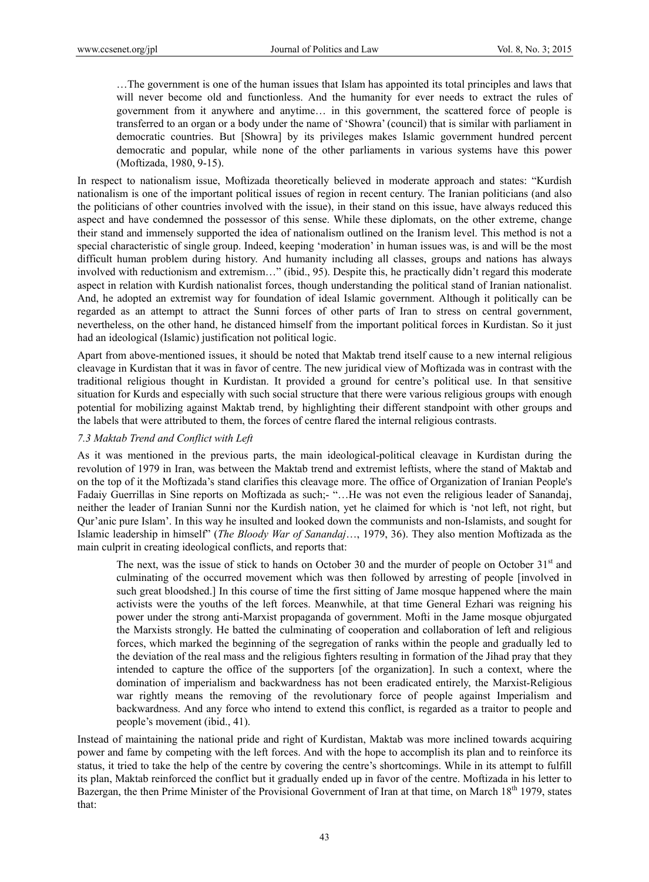> …The government is one of the human issues that Islam has appointed its total principles and laws that will never become old and functionless. And the humanity for ever needs to extract the rules of government from it anywhere and anytime… in this government, the scattered force of people is transferred to an organ or a body under the name of 'Showra' (council) that is similar with parliament in democratic countries. But [Showra] by its privileges makes Islamic government hundred percent democratic and popular, while none of the other parliaments in various systems have this power (Moftizada, 1980, 9-15).

In respect to nationalism issue, Moftizada theoretically believed in moderate approach and states: "Kurdish nationalism is one of the important political issues of region in recent century. The Iranian politicians (and also the politicians of other countries involved with the issue), in their stand on this issue, have always reduced this aspect and have condemned the possessor of this sense. While these diplomats, on the other extreme, change their stand and immensely supported the idea of nationalism outlined on the Iranism level. This method is not a special characteristic of single group. Indeed, keeping 'moderation' in human issues was, is and will be the most difficult human problem during history. And humanity including all classes, groups and nations has always involved with reductionism and extremism…" (ibid., 95). Despite this, he practically didn't regard this moderate aspect in relation with Kurdish nationalist forces, though understanding the political stand of Iranian nationalist. And, he adopted an extremist way for foundation of ideal Islamic government. Although it politically can be regarded as an attempt to attract the Sunni forces of other parts of Iran to stress on central government, nevertheless, on the other hand, he distanced himself from the important political forces in Kurdistan. So it just had an ideological (Islamic) justification not political logic.

Apart from above-mentioned issues, it should be noted that Maktab trend itself cause to a new internal religious cleavage in Kurdistan that it was in favor of centre. The new juridical view of Moftizada was in contrast with the traditional religious thought in Kurdistan. It provided a ground for centre's political use. In that sensitive situation for Kurds and especially with such social structure that there were various religious groups with enough potential for mobilizing against Maktab trend, by highlighting their different standpoint with other groups and the labels that were attributed to them, the forces of centre flared the internal religious contrasts.

### *7.3 Maktab Trend and Conflict with Left*

As it was mentioned in the previous parts, the main ideological-political cleavage in Kurdistan during the revolution of 1979 in Iran, was between the Maktab trend and extremist leftists, where the stand of Maktab and on the top of it the Moftizada's stand clarifies this cleavage more. The office of Organization of Iranian People's Fadaiy Guerrillas in Sine reports on Moftizada as such;- "…He was not even the religious leader of Sanandaj, neither the leader of Iranian Sunni nor the Kurdish nation, yet he claimed for which is 'not left, not right, but Qur'anic pure Islam'. In this way he insulted and looked down the communists and non-Islamists, and sought for Islamic leadership in himself" (*The Bloody War of Sanandaj*…, 1979, 36). They also mention Moftizada as the main culprit in creating ideological conflicts, and reports that:

> The next, was the issue of stick to hands on October 30 and the murder of people on October 31st and culminating of the occurred movement which was then followed by arresting of people [involved in such great bloodshed.] In this course of time the first sitting of Jame mosque happened where the main activists were the youths of the left forces. Meanwhile, at that time General Ezhari was reigning his power under the strong anti-Marxist propaganda of government. Mofti in the Jame mosque objurgated the Marxists strongly. He batted the culminating of cooperation and collaboration of left and religious forces, which marked the beginning of the segregation of ranks within the people and gradually led to the deviation of the real mass and the religious fighters resulting in formation of the Jihad pray that they intended to capture the office of the supporters [of the organization]. In such a context, where the domination of imperialism and backwardness has not been eradicated entirely, the Marxist-Religious war rightly means the removing of the revolutionary force of people against Imperialism and backwardness. And any force who intend to extend this conflict, is regarded as a traitor to people and people's movement (ibid., 41).

Instead of maintaining the national pride and right of Kurdistan, Maktab was more inclined towards acquiring power and fame by competing with the left forces. And with the hope to accomplish its plan and to reinforce its status, it tried to take the help of the centre by covering the centre's shortcomings. While in its attempt to fulfill its plan, Maktab reinforced the conflict but it gradually ended up in favor of the centre. Moftizada in his letter to Bazergan, the then Prime Minister of the Provisional Government of Iran at that time, on March 18th 1979, states that: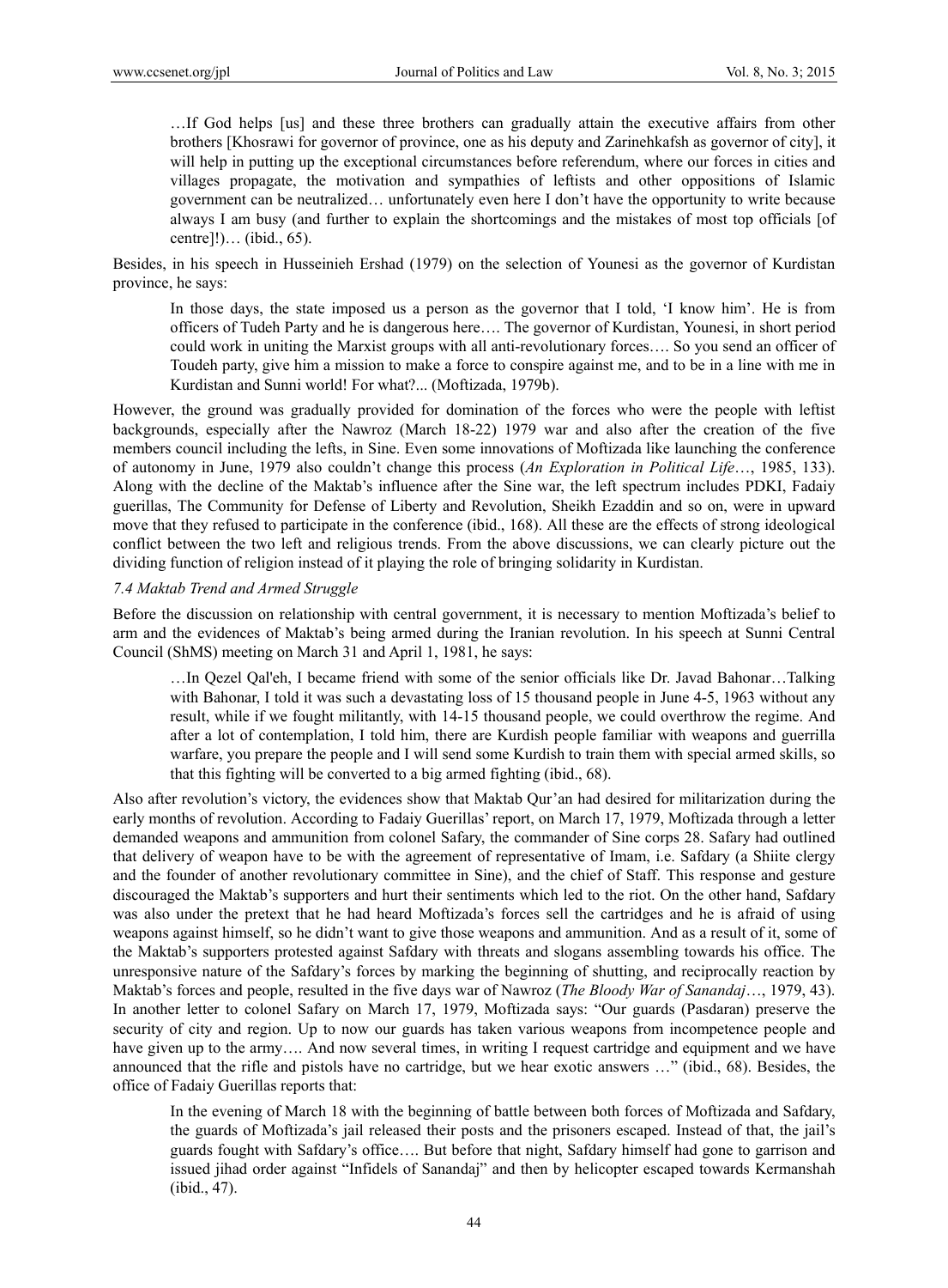> …If God helps [us] and these three brothers can gradually attain the executive affairs from other brothers [Khosrawi for governor of province, one as his deputy and Zarinehkafsh as governor of city], it will help in putting up the exceptional circumstances before referendum, where our forces in cities and villages propagate, the motivation and sympathies of leftists and other oppositions of Islamic government can be neutralized… unfortunately even here I don't have the opportunity to write because always I am busy (and further to explain the shortcomings and the mistakes of most top officials [of centre]!)… (ibid., 65).

Besides, in his speech in Husseinieh Ershad (1979) on the selection of Younesi as the governor of Kurdistan province, he says:

> In those days, the state imposed us a person as the governor that I told, 'I know him'. He is from officers of Tudeh Party and he is dangerous here…. The governor of Kurdistan, Younesi, in short period could work in uniting the Marxist groups with all anti-revolutionary forces…. So you send an officer of Toudeh party, give him a mission to make a force to conspire against me, and to be in a line with me in Kurdistan and Sunni world! For what?... (Moftizada, 1979b).

However, the ground was gradually provided for domination of the forces who were the people with leftist backgrounds, especially after the Nawroz (March 18-22) 1979 war and also after the creation of the five members council including the lefts, in Sine. Even some innovations of Moftizada like launching the conference of autonomy in June, 1979 also couldn't change this process (*An Exploration in Political Life*…, 1985, 133). Along with the decline of the Maktab's influence after the Sine war, the left spectrum includes PDKI, Fadaiy guerillas, The Community for Defense of Liberty and Revolution, Sheikh Ezaddin and so on, were in upward move that they refused to participate in the conference (ibid., 168). All these are the effects of strong ideological conflict between the two left and religious trends. From the above discussions, we can clearly picture out the dividing function of religion instead of it playing the role of bringing solidarity in Kurdistan.

### *7.4 Maktab Trend and Armed Struggle*

Before the discussion on relationship with central government, it is necessary to mention Moftizada's belief to arm and the evidences of Maktab's being armed during the Iranian revolution. In his speech at Sunni Central Council (ShMS) meeting on March 31 and April 1, 1981, he says:

> …In Qezel Qal'eh, I became friend with some of the senior officials like Dr. Javad Bahonar…Talking with Bahonar, I told it was such a devastating loss of 15 thousand people in June 4-5, 1963 without any result, while if we fought militantly, with 14-15 thousand people, we could overthrow the regime. And after a lot of contemplation, I told him, there are Kurdish people familiar with weapons and guerrilla warfare, you prepare the people and I will send some Kurdish to train them with special armed skills, so that this fighting will be converted to a big armed fighting (ibid., 68).

Also after revolution's victory, the evidences show that Maktab Qur'an had desired for militarization during the early months of revolution. According to Fadaiy Guerillas' report, on March 17, 1979, Moftizada through a letter demanded weapons and ammunition from colonel Safary, the commander of Sine corps 28. Safary had outlined that delivery of weapon have to be with the agreement of representative of Imam, i.e. Safdary (a Shiite clergy and the founder of another revolutionary committee in Sine), and the chief of Staff. This response and gesture discouraged the Maktab's supporters and hurt their sentiments which led to the riot. On the other hand, Safdary was also under the pretext that he had heard Moftizada's forces sell the cartridges and he is afraid of using weapons against himself, so he didn't want to give those weapons and ammunition. And as a result of it, some of the Maktab's supporters protested against Safdary with threats and slogans assembling towards his office. The unresponsive nature of the Safdary's forces by marking the beginning of shutting, and reciprocally reaction by Maktab's forces and people, resulted in the five days war of Nawroz (*The Bloody War of Sanandaj*…, 1979, 43). In another letter to colonel Safary on March 17, 1979, Moftizada says: "Our guards (Pasdaran) preserve the security of city and region. Up to now our guards has taken various weapons from incompetence people and have given up to the army…. And now several times, in writing I request cartridge and equipment and we have announced that the rifle and pistols have no cartridge, but we hear exotic answers …" (ibid., 68). Besides, the office of Fadaiy Guerillas reports that:

> In the evening of March 18 with the beginning of battle between both forces of Moftizada and Safdary, the guards of Moftizada's jail released their posts and the prisoners escaped. Instead of that, the jail's guards fought with Safdary's office…. But before that night, Safdary himself had gone to garrison and issued jihad order against "Infidels of Sanandaj" and then by helicopter escaped towards Kermanshah (ibid., 47).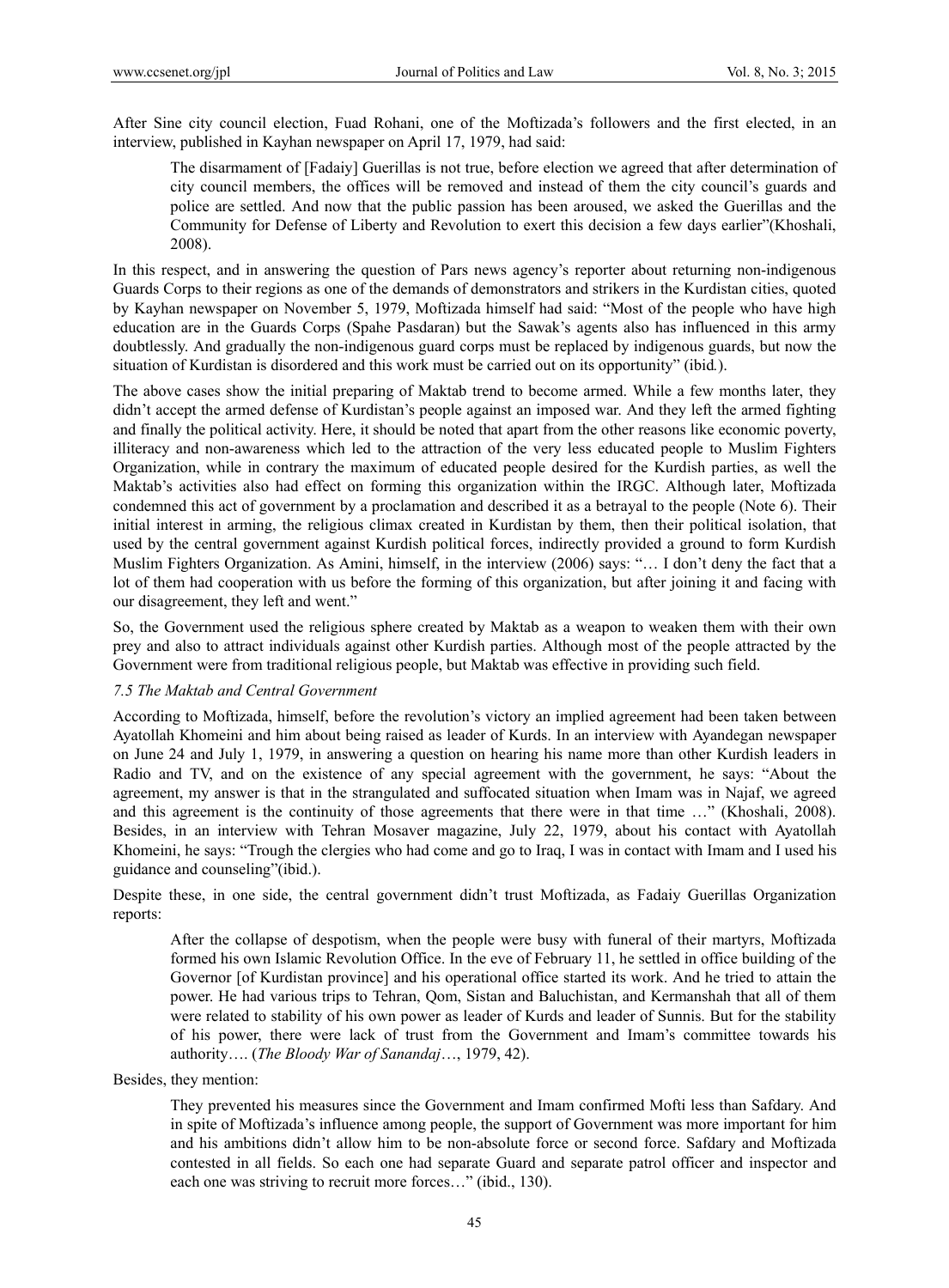After Sine city council election, Fuad Rohani, one of the Moftizada's followers and the first elected, in an interview, published in Kayhan newspaper on April 17, 1979, had said:

> The disarmament of [Fadaiy] Guerillas is not true, before election we agreed that after determination of city council members, the offices will be removed and instead of them the city council's guards and police are settled. And now that the public passion has been aroused, we asked the Guerillas and the Community for Defense of Liberty and Revolution to exert this decision a few days earlier"(Khoshali, 2008).

In this respect, and in answering the question of Pars news agency's reporter about returning non-indigenous Guards Corps to their regions as one of the demands of demonstrators and strikers in the Kurdistan cities, quoted by Kayhan newspaper on November 5, 1979, Moftizada himself had said: "Most of the people who have high education are in the Guards Corps (Spahe Pasdaran) but the Sawak's agents also has influenced in this army doubtlessly. And gradually the non-indigenous guard corps must be replaced by indigenous guards, but now the situation of Kurdistan is disordered and this work must be carried out on its opportunity" (ibid.).

The above cases show the initial preparing of Maktab trend to become armed. While a few months later, they didn't accept the armed defense of Kurdistan's people against an imposed war. And they left the armed fighting and finally the political activity. Here, it should be noted that apart from the other reasons like economic poverty, illiteracy and non-awareness which led to the attraction of the very less educated people to Muslim Fighters Organization, while in contrary the maximum of educated people desired for the Kurdish parties, as well the Maktab's activities also had effect on forming this organization within the IRGC. Although later, Moftizada condemned this act of government by a proclamation and described it as a betrayal to the people (Note 6). Their initial interest in arming, the religious climax created in Kurdistan by them, then their political isolation, that used by the central government against Kurdish political forces, indirectly provided a ground to form Kurdish Muslim Fighters Organization. As Amini, himself, in the interview (2006) says: "… I don't deny the fact that a lot of them had cooperation with us before the forming of this organization, but after joining it and facing with our disagreement, they left and went."

So, the Government used the religious sphere created by Maktab as a weapon to weaken them with their own prey and also to attract individuals against other Kurdish parties. Although most of the people attracted by the Government were from traditional religious people, but Maktab was effective in providing such field.

### *7.5 The Maktab and Central Government*

According to Moftizada, himself, before the revolution's victory an implied agreement had been taken between Ayatollah Khomeini and him about being raised as leader of Kurds. In an interview with Ayandegan newspaper on June 24 and July 1, 1979, in answering a question on hearing his name more than other Kurdish leaders in Radio and TV, and on the existence of any special agreement with the government, he says: "About the agreement, my answer is that in the strangulated and suffocated situation when Imam was in Najaf, we agreed and this agreement is the continuity of those agreements that there were in that time …" (Khoshali, 2008). Besides, in an interview with Tehran Mosaver magazine, July 22, 1979, about his contact with Ayatollah Khomeini, he says: "Trough the clergies who had come and go to Iraq, I was in contact with Imam and I used his guidance and counseling"(ibid.).

Despite these, in one side, the central government didn't trust Moftizada, as Fadaiy Guerillas Organization reports:

> After the collapse of despotism, when the people were busy with funeral of their martyrs, Moftizada formed his own Islamic Revolution Office. In the eve of February 11, he settled in office building of the Governor [of Kurdistan province] and his operational office started its work. And he tried to attain the power. He had various trips to Tehran, Qom, Sistan and Baluchistan, and Kermanshah that all of them were related to stability of his own power as leader of Kurds and leader of Sunnis. But for the stability of his power, there were lack of trust from the Government and Imam's committee towards his authority…. (*The Bloody War of Sanandaj*…, 1979, 42).

Besides, they mention:

> They prevented his measures since the Government and Imam confirmed Mofti less than Safdary. And in spite of Moftizada's influence among people, the support of Government was more important for him and his ambitions didn't allow him to be non-absolute force or second force. Safdary and Moftizada contested in all fields. So each one had separate Guard and separate patrol officer and inspector and each one was striving to recruit more forces…" (ibid., 130).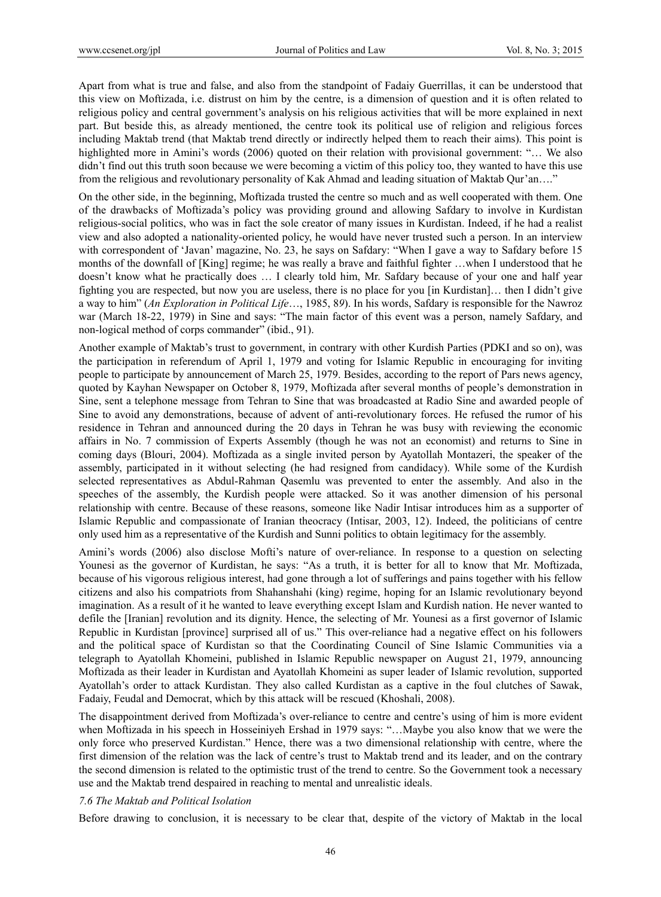Apart from what is true and false, and also from the standpoint of Fadaiy Guerrillas, it can be understood that this view on Moftizada, i.e. distrust on him by the centre, is a dimension of question and it is often related to religious policy and central government's analysis on his religious activities that will be more explained in next part. But beside this, as already mentioned, the centre took its political use of religion and religious forces including Maktab trend (that Maktab trend directly or indirectly helped them to reach their aims). This point is highlighted more in Amini's words (2006) quoted on their relation with provisional government: "… We also didn't find out this truth soon because we were becoming a victim of this policy too, they wanted to have this use from the religious and revolutionary personality of Kak Ahmad and leading situation of Maktab Qur'an…."

On the other side, in the beginning, Moftizada trusted the centre so much and as well cooperated with them. One of the drawbacks of Moftizada's policy was providing ground and allowing Safdary to involve in Kurdistan religious-social politics, who was in fact the sole creator of many issues in Kurdistan. Indeed, if he had a realist view and also adopted a nationality-oriented policy, he would have never trusted such a person. In an interview with correspondent of 'Javan' magazine, No. 23, he says on Safdary: "When I gave a way to Safdary before 15 months of the downfall of [King] regime; he was really a brave and faithful fighter …when I understood that he doesn't know what he practically does … I clearly told him, Mr. Safdary because of your one and half year fighting you are respected, but now you are useless, there is no place for you [in Kurdistan]… then I didn't give a way to him" (*An Exploration in Political Life*…, 1985, 89). In his words, Safdary is responsible for the Nawroz war (March 18-22, 1979) in Sine and says: "The main factor of this event was a person, namely Safdary, and non-logical method of corps commander" (ibid., 91).

Another example of Maktab's trust to government, in contrary with other Kurdish Parties (PDKI and so on), was the participation in referendum of April 1, 1979 and voting for Islamic Republic in encouraging for inviting people to participate by announcement of March 25, 1979. Besides, according to the report of Pars news agency, quoted by Kayhan Newspaper on October 8, 1979, Moftizada after several months of people's demonstration in Sine, sent a telephone message from Tehran to Sine that was broadcasted at Radio Sine and awarded people of Sine to avoid any demonstrations, because of advent of anti-revolutionary forces. He refused the rumor of his residence in Tehran and announced during the 20 days in Tehran he was busy with reviewing the economic affairs in No. 7 commission of Experts Assembly (though he was not an economist) and returns to Sine in coming days (Blouri, 2004). Moftizada as a single invited person by Ayatollah Montazeri, the speaker of the assembly, participated in it without selecting (he had resigned from candidacy). While some of the Kurdish selected representatives as Abdul-Rahman Qasemlu was prevented to enter the assembly. And also in the speeches of the assembly, the Kurdish people were attacked. So it was another dimension of his personal relationship with centre. Because of these reasons, someone like Nadir Intisar introduces him as a supporter of Islamic Republic and compassionate of Iranian theocracy (Intisar, 2003, 12). Indeed, the politicians of centre only used him as a representative of the Kurdish and Sunni politics to obtain legitimacy for the assembly.

Amini's words (2006) also disclose Mofti's nature of over-reliance. In response to a question on selecting Younesi as the governor of Kurdistan, he says: "As a truth, it is better for all to know that Mr. Moftizada, because of his vigorous religious interest, had gone through a lot of sufferings and pains together with his fellow citizens and also his compatriots from Shahanshahi (king) regime, hoping for an Islamic revolutionary beyond imagination. As a result of it he wanted to leave everything except Islam and Kurdish nation. He never wanted to defile the [Iranian] revolution and its dignity. Hence, the selecting of Mr. Younesi as a first governor of Islamic Republic in Kurdistan [province] surprised all of us." This over-reliance had a negative effect on his followers and the political space of Kurdistan so that the Coordinating Council of Sine Islamic Communities via a telegraph to Ayatollah Khomeini, published in Islamic Republic newspaper on August 21, 1979, announcing Moftizada as their leader in Kurdistan and Ayatollah Khomeini as super leader of Islamic revolution, supported Ayatollah's order to attack Kurdistan. They also called Kurdistan as a captive in the foul clutches of Sawak, Fadaiy, Feudal and Democrat, which by this attack will be rescued (Khoshali, 2008).

The disappointment derived from Moftizada's over-reliance to centre and centre's using of him is more evident when Moftizada in his speech in Hosseiniyeh Ershad in 1979 says: "…Maybe you also know that we were the only force who preserved Kurdistan." Hence, there was a two dimensional relationship with centre, where the first dimension of the relation was the lack of centre's trust to Maktab trend and its leader, and on the contrary the second dimension is related to the optimistic trust of the trend to centre. So the Government took a necessary use and the Maktab trend despaired in reaching to mental and unrealistic ideals.

### *7.6 The Maktab and Political Isolation*

Before drawing to conclusion, it is necessary to be clear that, despite of the victory of Maktab in the local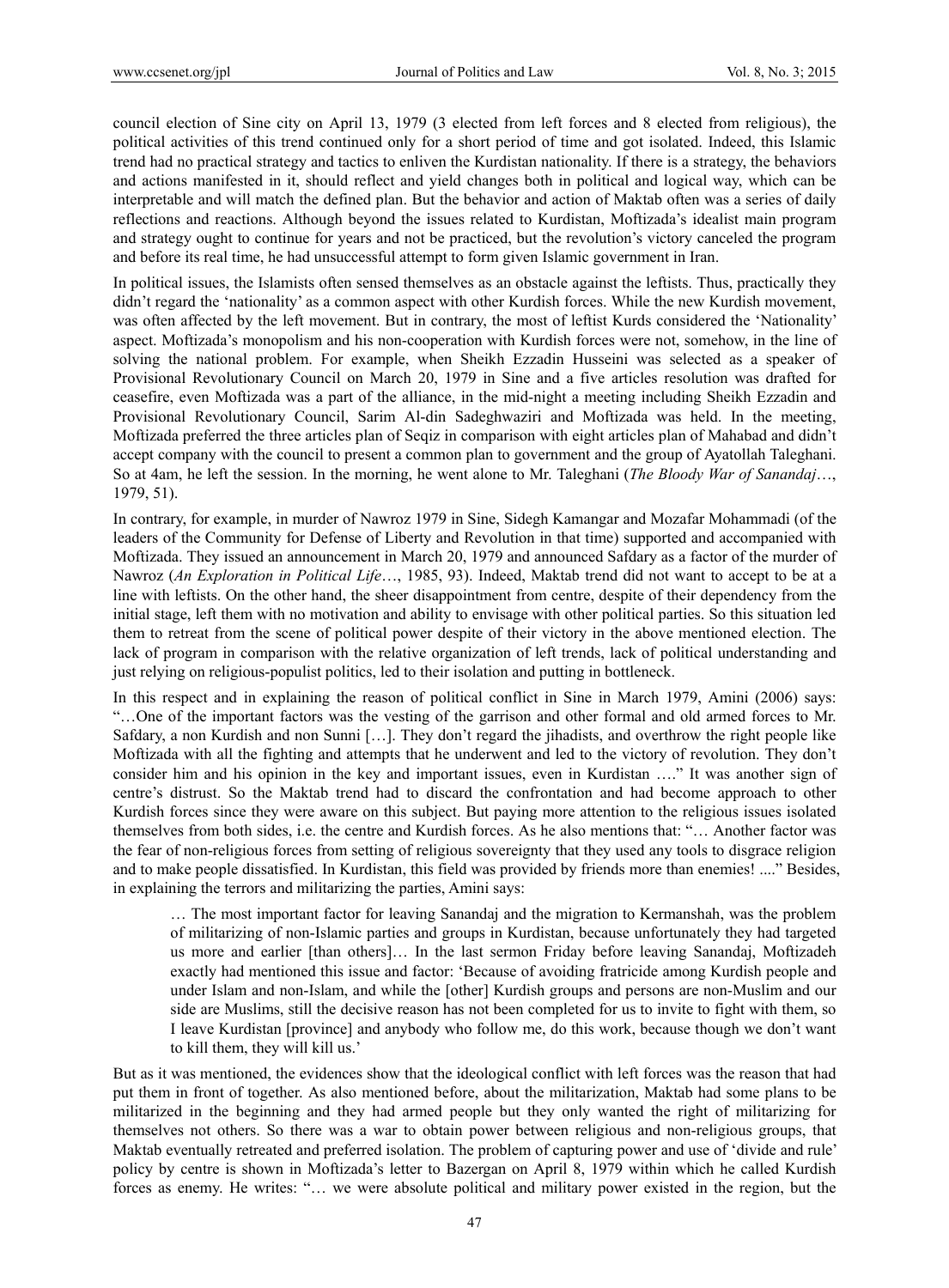council election of Sine city on April 13, 1979 (3 elected from left forces and 8 elected from religious), the political activities of this trend continued only for a short period of time and got isolated. Indeed, this Islamic trend had no practical strategy and tactics to enliven the Kurdistan nationality. If there is a strategy, the behaviors and actions manifested in it, should reflect and yield changes both in political and logical way, which can be interpretable and will match the defined plan. But the behavior and action of Maktab often was a series of daily reflections and reactions. Although beyond the issues related to Kurdistan, Moftizada's idealist main program and strategy ought to continue for years and not be practiced, but the revolution's victory canceled the program and before its real time, he had unsuccessful attempt to form given Islamic government in Iran.

In political issues, the Islamists often sensed themselves as an obstacle against the leftists. Thus, practically they didn't regard the 'nationality' as a common aspect with other Kurdish forces. While the new Kurdish movement, was often affected by the left movement. But in contrary, the most of leftist Kurds considered the 'Nationality' aspect. Moftizada's monopolism and his non-cooperation with Kurdish forces were not, somehow, in the line of solving the national problem. For example, when Sheikh Ezzadin Husseini was selected as a speaker of Provisional Revolutionary Council on March 20, 1979 in Sine and a five articles resolution was drafted for ceasefire, even Moftizada was a part of the alliance, in the mid-night a meeting including Sheikh Ezzadin and Provisional Revolutionary Council, Sarim Al-din Sadeghwaziri and Moftizada was held. In the meeting, Moftizada preferred the three articles plan of Seqiz in comparison with eight articles plan of Mahabad and didn't accept company with the council to present a common plan to government and the group of Ayatollah Taleghani. So at 4am, he left the session. In the morning, he went alone to Mr. Taleghani (*The Bloody War of Sanandaj*…, 1979, 51).

In contrary, for example, in murder of Nawroz 1979 in Sine, Sidegh Kamangar and Mozafar Mohammadi (of the leaders of the Community for Defense of Liberty and Revolution in that time) supported and accompanied with Moftizada. They issued an announcement in March 20, 1979 and announced Safdary as a factor of the murder of Nawroz (*An Exploration in Political Life*…, 1985, 93). Indeed, Maktab trend did not want to accept to be at a line with leftists. On the other hand, the sheer disappointment from centre, despite of their dependency from the initial stage, left them with no motivation and ability to envisage with other political parties. So this situation led them to retreat from the scene of political power despite of their victory in the above mentioned election. The lack of program in comparison with the relative organization of left trends, lack of political understanding and just relying on religious-populist politics, led to their isolation and putting in bottleneck.

In this respect and in explaining the reason of political conflict in Sine in March 1979, Amini (2006) says: "…One of the important factors was the vesting of the garrison and other formal and old armed forces to Mr. Safdary, a non Kurdish and non Sunni […]. They don't regard the jihadists, and overthrow the right people like Moftizada with all the fighting and attempts that he underwent and led to the victory of revolution. They don't consider him and his opinion in the key and important issues, even in Kurdistan …." It was another sign of centre's distrust. So the Maktab trend had to discard the confrontation and had become approach to other Kurdish forces since they were aware on this subject. But paying more attention to the religious issues isolated themselves from both sides, i.e. the centre and Kurdish forces. As he also mentions that: "… Another factor was the fear of non-religious forces from setting of religious sovereignty that they used any tools to disgrace religion and to make people dissatisfied. In Kurdistan, this field was provided by friends more than enemies! ...." Besides, in explaining the terrors and militarizing the parties, Amini says:

> … The most important factor for leaving Sanandaj and the migration to Kermanshah, was the problem of militarizing of non-Islamic parties and groups in Kurdistan, because unfortunately they had targeted us more and earlier [than others]… In the last sermon Friday before leaving Sanandaj, Moftizadeh exactly had mentioned this issue and factor: 'Because of avoiding fratricide among Kurdish people and under Islam and non-Islam, and while the [other] Kurdish groups and persons are non-Muslim and our side are Muslims, still the decisive reason has not been completed for us to invite to fight with them, so I leave Kurdistan [province] and anybody who follow me, do this work, because though we don't want to kill them, they will kill us.'

But as it was mentioned, the evidences show that the ideological conflict with left forces was the reason that had put them in front of together. As also mentioned before, about the militarization, Maktab had some plans to be militarized in the beginning and they had armed people but they only wanted the right of militarizing for themselves not others. So there was a war to obtain power between religious and non-religious groups, that Maktab eventually retreated and preferred isolation. The problem of capturing power and use of 'divide and rule' policy by centre is shown in Moftizada's letter to Bazergan on April 8, 1979 within which he called Kurdish forces as enemy. He writes: "… we were absolute political and military power existed in the region, but the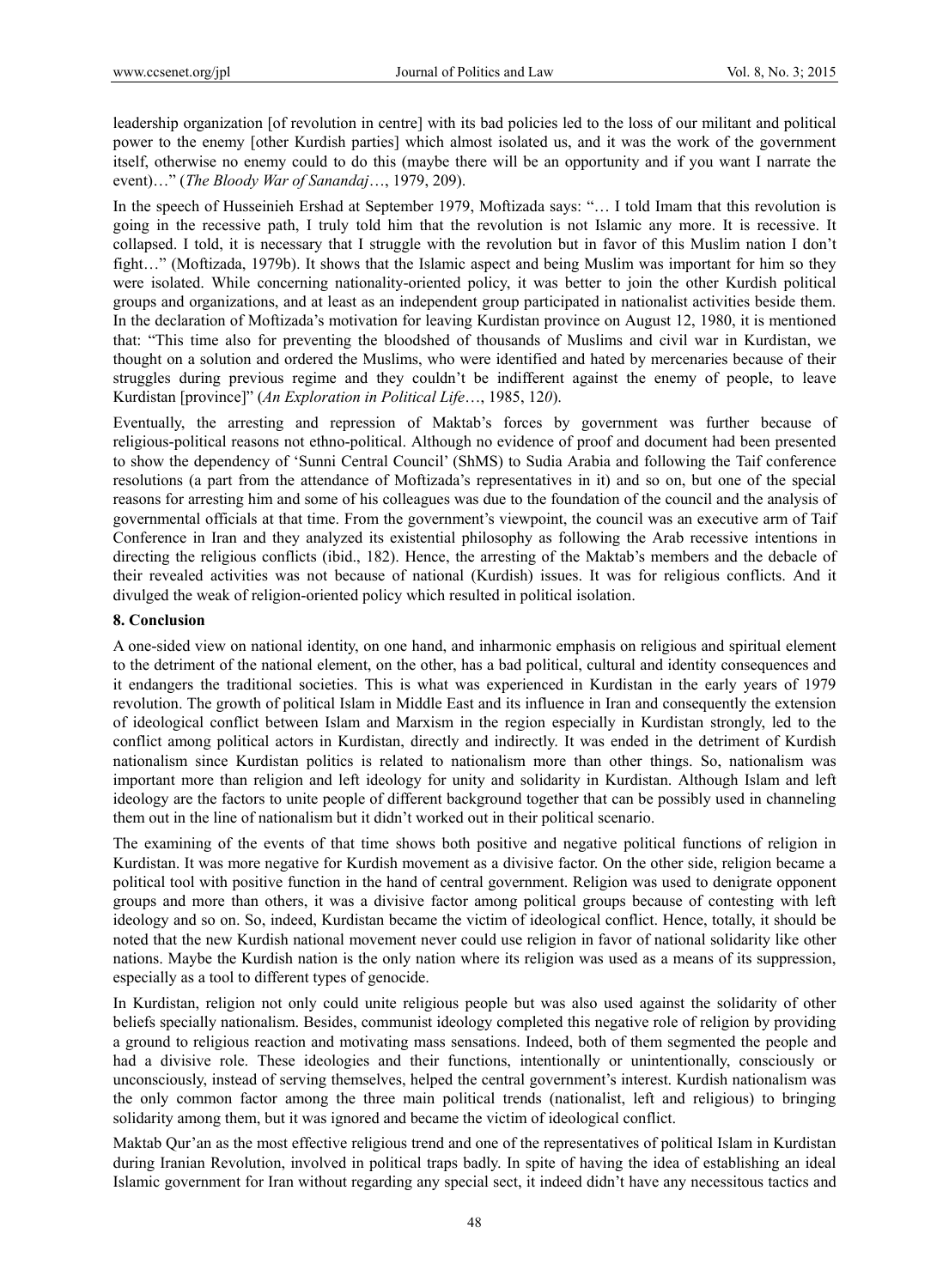leadership organization [of revolution in centre] with its bad policies led to the loss of our militant and political power to the enemy [other Kurdish parties] which almost isolated us, and it was the work of the government itself, otherwise no enemy could to do this (maybe there will be an opportunity and if you want I narrate the event)…" (*The Bloody War of Sanandaj*…, 1979, 209).

In the speech of Husseinieh Ershad at September 1979, Moftizada says: "… I told Imam that this revolution is going in the recessive path, I truly told him that the revolution is not Islamic any more. It is recessive. It collapsed. I told, it is necessary that I struggle with the revolution but in favor of this Muslim nation I don't fight…" (Moftizada, 1979b). It shows that the Islamic aspect and being Muslim was important for him so they were isolated. While concerning nationality-oriented policy, it was better to join the other Kurdish political groups and organizations, and at least as an independent group participated in nationalist activities beside them. In the declaration of Moftizada's motivation for leaving Kurdistan province on August 12, 1980, it is mentioned that: "This time also for preventing the bloodshed of thousands of Muslims and civil war in Kurdistan, we thought on a solution and ordered the Muslims, who were identified and hated by mercenaries because of their struggles during previous regime and they couldn't be indifferent against the enemy of people, to leave Kurdistan [province]" (*An Exploration in Political Life*…, 1985, 12*0*).

Eventually, the arresting and repression of Maktab's forces by government was further because of religious-political reasons not ethno-political. Although no evidence of proof and document had been presented to show the dependency of 'Sunni Central Council' (ShMS) to Sudia Arabia and following the Taif conference resolutions (a part from the attendance of Moftizada's representatives in it) and so on, but one of the special reasons for arresting him and some of his colleagues was due to the foundation of the council and the analysis of governmental officials at that time. From the government's viewpoint, the council was an executive arm of Taif Conference in Iran and they analyzed its existential philosophy as following the Arab recessive intentions in directing the religious conflicts (ibid., 182). Hence, the arresting of the Maktab's members and the debacle of their revealed activities was not because of national (Kurdish) issues. It was for religious conflicts. And it divulged the weak of religion-oriented policy which resulted in political isolation.

## 8. Conclusion

A one-sided view on national identity, on one hand, and inharmonic emphasis on religious and spiritual element to the detriment of the national element, on the other, has a bad political, cultural and identity consequences and it endangers the traditional societies. This is what was experienced in Kurdistan in the early years of 1979 revolution. The growth of political Islam in Middle East and its influence in Iran and consequently the extension of ideological conflict between Islam and Marxism in the region especially in Kurdistan strongly, led to the conflict among political actors in Kurdistan, directly and indirectly. It was ended in the detriment of Kurdish nationalism since Kurdistan politics is related to nationalism more than other things. So, nationalism was important more than religion and left ideology for unity and solidarity in Kurdistan. Although Islam and left ideology are the factors to unite people of different background together that can be possibly used in channeling them out in the line of nationalism but it didn't worked out in their political scenario.

The examining of the events of that time shows both positive and negative political functions of religion in Kurdistan. It was more negative for Kurdish movement as a divisive factor. On the other side, religion became a political tool with positive function in the hand of central government. Religion was used to denigrate opponent groups and more than others, it was a divisive factor among political groups because of contesting with left ideology and so on. So, indeed, Kurdistan became the victim of ideological conflict. Hence, totally, it should be noted that the new Kurdish national movement never could use religion in favor of national solidarity like other nations. Maybe the Kurdish nation is the only nation where its religion was used as a means of its suppression, especially as a tool to different types of genocide.

In Kurdistan, religion not only could unite religious people but was also used against the solidarity of other beliefs specially nationalism. Besides, communist ideology completed this negative role of religion by providing a ground to religious reaction and motivating mass sensations. Indeed, both of them segmented the people and had a divisive role. These ideologies and their functions, intentionally or unintentionally, consciously or unconsciously, instead of serving themselves, helped the central government's interest. Kurdish nationalism was the only common factor among the three main political trends (nationalist, left and religious) to bringing solidarity among them, but it was ignored and became the victim of ideological conflict.

Maktab Qur'an as the most effective religious trend and one of the representatives of political Islam in Kurdistan during Iranian Revolution, involved in political traps badly. In spite of having the idea of establishing an ideal Islamic government for Iran without regarding any special sect, it indeed didn't have any necessitous tactics and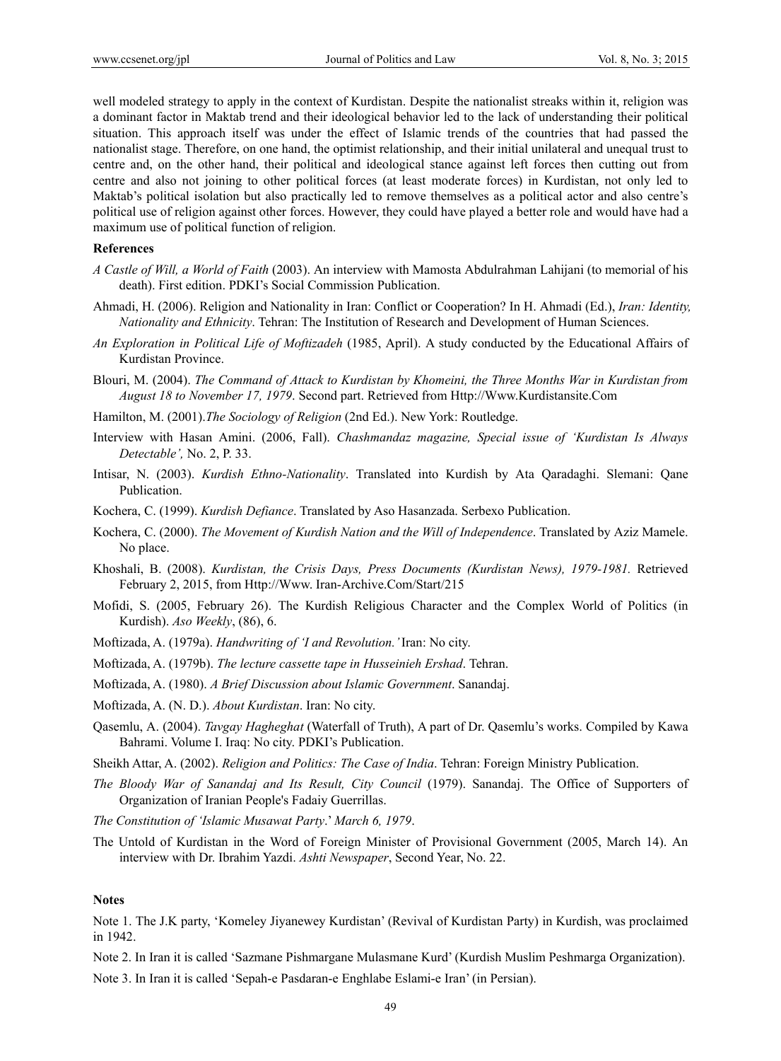well modeled strategy to apply in the context of Kurdistan. Despite the nationalist streaks within it, religion was a dominant factor in Maktab trend and their ideological behavior led to the lack of understanding their political situation. This approach itself was under the effect of Islamic trends of the countries that had passed the nationalist stage. Therefore, on one hand, the optimist relationship, and their initial unilateral and unequal trust to centre and, on the other hand, their political and ideological stance against left forces then cutting out from centre and also not joining to other political forces (at least moderate forces) in Kurdistan, not only led to Maktab's political isolation but also practically led to remove themselves as a political actor and also centre's political use of religion against other forces. However, they could have played a better role and would have had a maximum use of political function of religion.

**References**

*A Castle of Will, a World of Faith* (2003). An interview with Mamosta Abdulrahman Lahijani (to memorial of his death). First edition. PDKI's Social Commission Publication.

Ahmadi, H. (2006). Religion and Nationality in Iran: Conflict or Cooperation? In H. Ahmadi (Ed.), *Iran: Identity, Nationality and Ethnicity*. Tehran: The Institution of Research and Development of Human Sciences.

*An Exploration in Political Life of Moftizadeh* (1985, April). A study conducted by the Educational Affairs of Kurdistan Province.

Blouri, M. (2004). *The Command of Attack to Kurdistan by Khomeini, the Three Months War in Kurdistan from August 18 to November 17, 1979*. Second part. Retrieved from Http://Www.Kurdistansite.Com

Hamilton, M. (2001).*The Sociology of Religion* (2nd Ed.). New York: Routledge.

Interview with Hasan Amini. (2006, Fall). *Chashmandaz magazine, Special issue of 'Kurdistan Is Always Detectable',* No. 2, P. 33.

Intisar, N. (2003). *Kurdish Ethno-Nationality*. Translated into Kurdish by Ata Qaradaghi. Slemani: Qane Publication.

Kochera, C. (1999). *Kurdish Defiance*. Translated by Aso Hasanzada. Serbexo Publication.

Kochera, C. (2000). *The Movement of Kurdish Nation and the Will of Independence*. Translated by Aziz Mamele. No place.

Khoshali, B. (2008). *Kurdistan, the Crisis Days, Press Documents (Kurdistan News), 1979-1981.* Retrieved February 2, 2015, from Http://Www. Iran-Archive.Com/Start/215

Mofidi, S. (2005, February 26). The Kurdish Religious Character and the Complex World of Politics (in Kurdish). *Aso Weekly*, (86), 6.

Moftizada, A. (1979a). *Handwriting of 'I and Revolution.'* Iran: No city.

Moftizada, A. (1979b). *The lecture cassette tape in Husseinieh Ershad*. Tehran.

Moftizada, A. (1980). *A Brief Discussion about Islamic Government*. Sanandaj.

Moftizada, A. (N. D.). *About Kurdistan*. Iran: No city.

Qasemlu, A. (2004). *Tavgay Hagheghat* (Waterfall of Truth), A part of Dr. Qasemlu's works. Compiled by Kawa Bahrami. Volume I. Iraq: No city. PDKI's Publication.

Sheikh Attar, A. (2002). *Religion and Politics: The Case of India*. Tehran: Foreign Ministry Publication.

*The Bloody War of Sanandaj and Its Result, City Council* (1979). Sanandaj. The Office of Supporters of Organization of Iranian People's Fadaiy Guerrillas.

*The Constitution of 'Islamic Musawat Party*.' *March 6, 1979*.

The Untold of Kurdistan in the Word of Foreign Minister of Provisional Government (2005, March 14). An interview with Dr. Ibrahim Yazdi. *Ashti Newspaper*, Second Year, No. 22.

**Notes**

Note 1. The J.K party, 'Komeley Jiyanewey Kurdistan' (Revival of Kurdistan Party) in Kurdish, was proclaimed in 1942.

Note 2. In Iran it is called 'Sazmane Pishmargane Mulasmane Kurd' (Kurdish Muslim Peshmarga Organization).

Note 3. In Iran it is called 'Sepah-e Pasdaran-e Enghlabe Eslami-e Iran' (in Persian).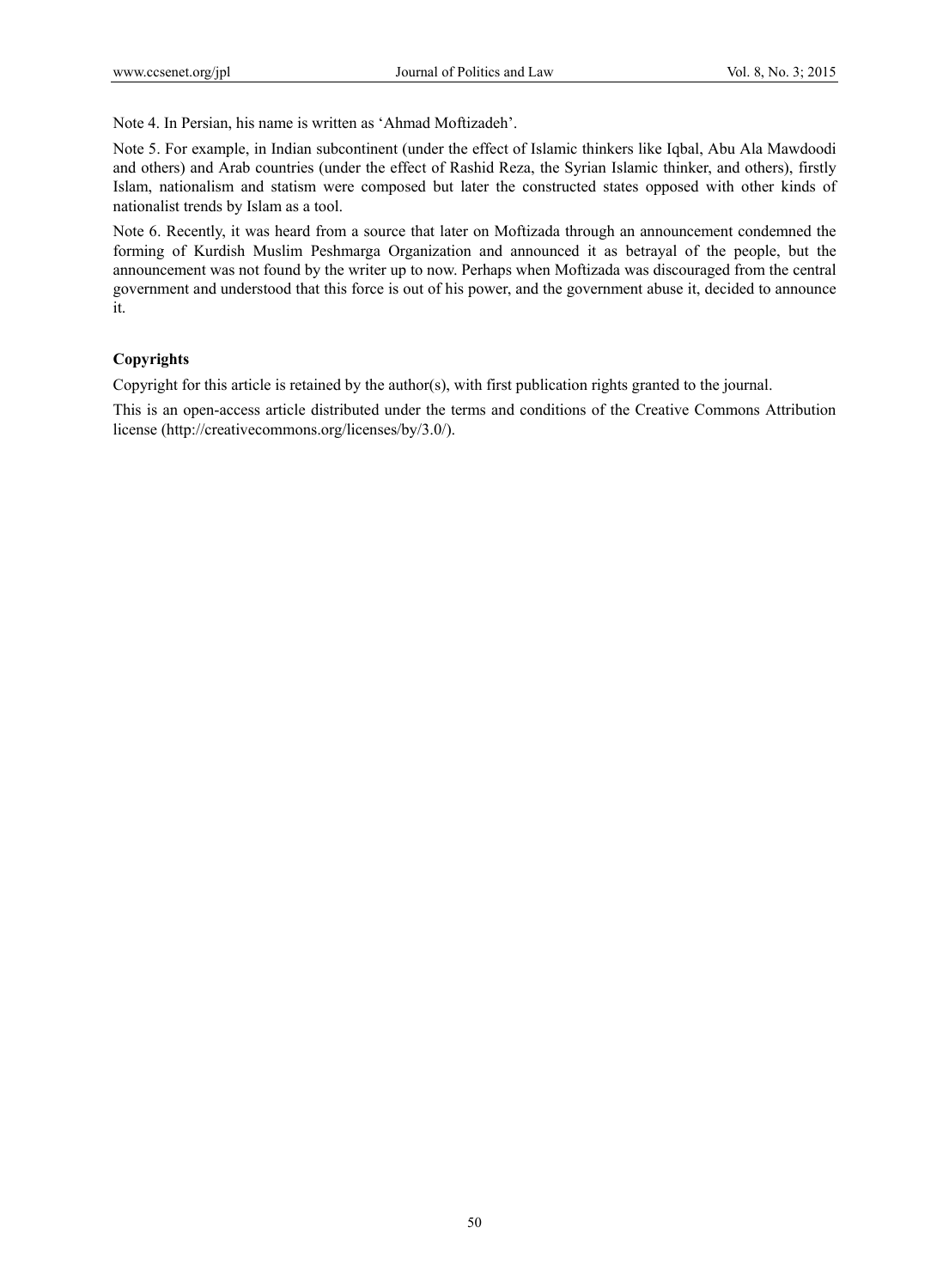Note 4. In Persian, his name is written as 'Ahmad Moftizadeh'.

Note 5. For example, in Indian subcontinent (under the effect of Islamic thinkers like Iqbal, Abu Ala Mawdoodi and others) and Arab countries (under the effect of Rashid Reza, the Syrian Islamic thinker, and others), firstly Islam, nationalism and statism were composed but later the constructed states opposed with other kinds of nationalist trends by Islam as a tool.

Note 6. Recently, it was heard from a source that later on Moftizada through an announcement condemned the forming of Kurdish Muslim Peshmarga Organization and announced it as betrayal of the people, but the announcement was not found by the writer up to now. Perhaps when Moftizada was discouraged from the central government and understood that this force is out of his power, and the government abuse it, decided to announce it.

## Copyrights

Copyright for this article is retained by the author(s), with first publication rights granted to the journal.

This is an open-access article distributed under the terms and conditions of the Creative Commons Attribution license (http://creativecommons.org/licenses/by/3.0/).